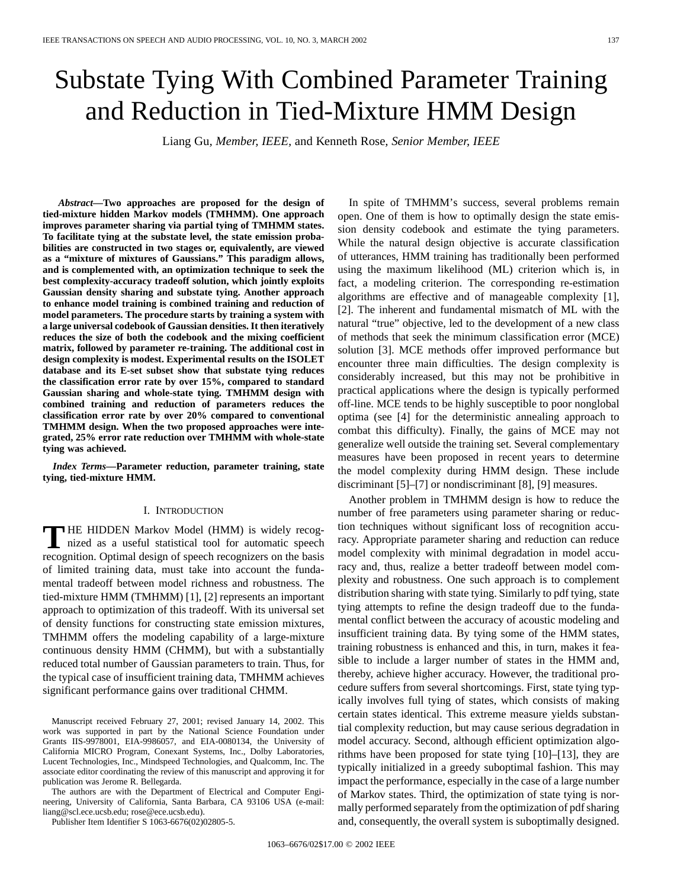# Substate Tying With Combined Parameter Training and Reduction in Tied-Mixture HMM Design

Liang Gu, *Member, IEEE*, and Kenneth Rose, *Senior Member, IEEE*

***Abstract*—Two approaches are proposed for the design of tied-mixture hidden Markov models (TMHMM). One approach improves parameter sharing via partial tying of TMHMM states. To facilitate tying at the substate level, the state emission probabilities are constructed in two stages or, equivalently, are viewed as a "mixture of mixtures of Gaussians." This paradigm allows, and is complemented with, an optimization technique to seek the best complexity-accuracy tradeoff solution, which jointly exploits Gaussian density sharing and substate tying. Another approach to enhance model training is combined training and reduction of model parameters. The procedure starts by training a system with a large universal codebook of Gaussian densities. It then iteratively reduces the size of both the codebook and the mixing coefficient matrix, followed by parameter re-training. The additional cost in design complexity is modest. Experimental results on the ISOLET database and its E-set subset show that substate tying reduces the classification error rate by over 15%, compared to standard Gaussian sharing and whole-state tying. TMHMM design with combined training and reduction of parameters reduces the classification error rate by over 20% compared to conventional TMHMM design. When the two proposed approaches were integrated, 25% error rate reduction over TMHMM with whole-state tying was achieved.**

***Index Terms*—Parameter reduction, parameter training, state tying, tied-mixture HMM.**

## I. Introduction

The hidden Markov Model (HMM) is widely recognized as a useful statistical tool for automatic speech recognition. Optimal design of speech recognizers on the basis of limited training data, must take into account the fundamental tradeoff between model richness and robustness. The tied-mixture HMM (TMHMM) [1], [2] represents an important approach to optimization of this tradeoff. With its universal set of density functions for constructing state emission mixtures, TMHMM offers the modeling capability of a large-mixture continuous density HMM (CHMM), but with a substantially reduced total number of Gaussian parameters to train. Thus, for the typical case of insufficient training data, TMHMM achieves significant performance gains over traditional CHMM.

Manuscript received February 27, 2001; revised January 14, 2002. This work was supported in part by the National Science Foundation under Grants IIS-9978001, EIA-9986057, and EIA-0080134, the University of California MICRO Program, Conexant Systems, Inc., Dolby Laboratories, Lucent Technologies, Inc., Mindspeed Technologies, and Qualcomm, Inc. The associate editor coordinating the review of this manuscript and approving it for publication was Jerome R. Bellegarda.

The authors are with the Department of Electrical and Computer Engineering, University of California, Santa Barbara, CA 93106 USA (e-mail: liang@scl.ece.ucsb.edu; rose@ece.ucsb.edu).

Publisher Item Identifier S 1063-6676(02)02805-5.

In spite of TMHMM's success, several problems remain open. One of them is how to optimally design the state emission density codebook and estimate the tying parameters. While the natural design objective is accurate classification of utterances, HMM training has traditionally been performed using the maximum likelihood (ML) criterion which is, in fact, a modeling criterion. The corresponding re-estimation algorithms are effective and of manageable complexity [1], [2]. The inherent and fundamental mismatch of ML with the natural "true" objective, led to the development of a new class of methods that seek the minimum classification error (MCE) solution [3]. MCE methods offer improved performance but encounter three main difficulties. The design complexity is considerably increased, but this may not be prohibitive in practical applications where the design is typically performed off-line. MCE tends to be highly susceptible to poor nonglobal optima (see [4] for the deterministic annealing approach to combat this difficulty). Finally, the gains of MCE may not generalize well outside the training set. Several complementary measures have been proposed in recent years to determine the model complexity during HMM design. These include discriminant [5]–[7] or nondiscriminant [8], [9] measures.

Another problem in TMHMM design is how to reduce the number of free parameters using parameter sharing or reduction techniques without significant loss of recognition accuracy. Appropriate parameter sharing and reduction can reduce model complexity with minimal degradation in model accuracy and, thus, realize a better tradeoff between model complexity and robustness. One such approach is to complement distribution sharing with state tying. Similarly to pdf tying, state tying attempts to refine the design tradeoff due to the fundamental conflict between the accuracy of acoustic modeling and insufficient training data. By tying some of the HMM states, training robustness is enhanced and this, in turn, makes it feasible to include a larger number of states in the HMM and, thereby, achieve higher accuracy. However, the traditional procedure suffers from several shortcomings. First, state tying typically involves full tying of states, which consists of making certain states identical. This extreme measure yields substantial complexity reduction, but may cause serious degradation in model accuracy. Second, although efficient optimization algorithms have been proposed for state tying [10]–[13], they are typically initialized in a greedy suboptimal fashion. This may impact the performance, especially in the case of a large number of Markov states. Third, the optimization of state tying is normally performed separately from the optimization of pdf sharing and, consequently, the overall system is suboptimally designed.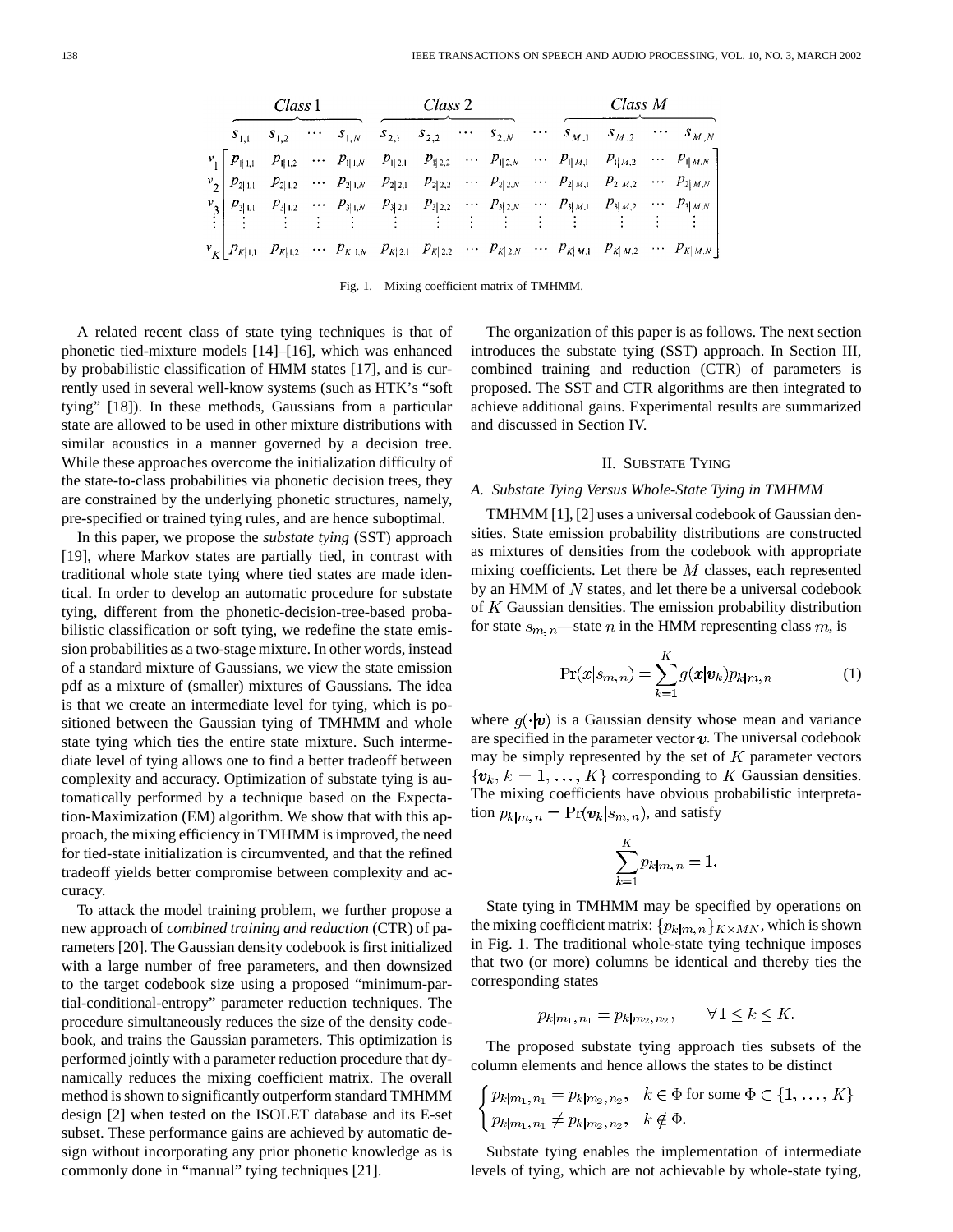$$
\begin{array}{c|cccc|cccc|c|cccc}
 & \multicolumn{4}{c|}{Class\ 1} & \multicolumn{4}{c|}{Class\ 2} & \cdots & \multicolumn{4}{c}{Class\ M} \\
 & s_{1,1} & s_{1,2} & \cdots & s_{1,N} & s_{2,1} & s_{2,2} & \cdots & s_{2,N} & \cdots & s_{M,1} & s_{M,2} & \cdots & s_{M,N} \\
\hline
v_1 & p_{1|1,1} & p_{1|1,2} & \cdots & p_{1|1,N} & p_{1|2,1} & p_{1|2,2} & \cdots & p_{1|2,N} & \cdots & p_{1|M,1} & p_{1|M,2} & \cdots & p_{1|M,N} \\
v_2 & p_{2|1,1} & p_{2|1,2} & \cdots & p_{2|1,N} & p_{2|2,1} & p_{2|2,2} & \cdots & p_{2|2,N} & \cdots & p_{2|M,1} & p_{2|M,2} & \cdots & p_{2|M,N} \\
v_3 & p_{3|1,1} & p_{3|1,2} & \cdots & p_{3|1,N} & p_{3|2,1} & p_{3|2,2} & \cdots & p_{3|2,N} & \cdots & p_{3|M,1} & p_{3|M,2} & \cdots & p_{3|M,N} \\
\vdots & \vdots & \vdots & \vdots & \vdots & \vdots & \vdots & \vdots & \vdots & \vdots & \vdots & \vdots & \vdots & \vdots \\
v_K & p_{K|1,1} & p_{K|1,2} & \cdots & p_{K|1,N} & p_{K|2,1} & p_{K|2,2} & \cdots & p_{K|2,N} & \cdots & p_{K|M,1} & p_{K|M,2} & \cdots & p_{K|M,N}
\end{array}
$$

Fig. 1. Mixing coefficient matrix of TMHMM.

A related recent class of state tying techniques is that of phonetic tied-mixture models [14]–[16], which was enhanced by probabilistic classification of HMM states [17], and is currently used in several well-know systems (such as HTK's "soft tying" [18]). In these methods, Gaussians from a particular state are allowed to be used in other mixture distributions with similar acoustics in a manner governed by a decision tree. While these approaches overcome the initialization difficulty of the state-to-class probabilities via phonetic decision trees, they are constrained by the underlying phonetic structures, namely, pre-specified or trained tying rules, and are hence suboptimal.

In this paper, we propose the *substate tying* (SST) approach [19], where Markov states are partially tied, in contrast with traditional whole state tying where tied states are made identical. In order to develop an automatic procedure for substate tying, different from the phonetic-decision-tree-based probabilistic classification or soft tying, we redefine the state emission probabilities as a two-stage mixture. In other words, instead of a standard mixture of Gaussians, we view the state emission pdf as a mixture of (smaller) mixtures of Gaussians. The idea is that we create an intermediate level for tying, which is positioned between the Gaussian tying of TMHMM and whole state tying which ties the entire state mixture. Such intermediate level of tying allows one to find a better tradeoff between complexity and accuracy. Optimization of substate tying is automatically performed by a technique based on the Expectation-Maximization (EM) algorithm. We show that with this approach, the mixing efficiency in TMHMM is improved, the need for tied-state initialization is circumvented, and that the refined tradeoff yields better compromise between complexity and accuracy.

To attack the model training problem, we further propose a new approach of *combined training and reduction* (CTR) of parameters [20]. The Gaussian density codebook is first initialized with a large number of free parameters, and then downsized to the target codebook size using a proposed "minimum-partial-conditional-entropy" parameter reduction techniques. The procedure simultaneously reduces the size of the density codebook, and trains the Gaussian parameters. This optimization is performed jointly with a parameter reduction procedure that dynamically reduces the mixing coefficient matrix. The overall method is shown to significantly outperform standard TMHMM design [2] when tested on the ISOLET database and its E-set subset. These performance gains are achieved by automatic design without incorporating any prior phonetic knowledge as is commonly done in "manual" tying techniques [21].

The organization of this paper is as follows. The next section introduces the substate tying (SST) approach. In Section III, combined training and reduction (CTR) of parameters is proposed. The SST and CTR algorithms are then integrated to achieve additional gains. Experimental results are summarized and discussed in Section IV.

## II. Substate Tying

### A. Substate Tying Versus Whole-State Tying in TMHMM

TMHMM [1], [2] uses a universal codebook of Gaussian densities. State emission probability distributions are constructed as mixtures of densities from the codebook with appropriate mixing coefficients. Let there be $M$ classes, each represented by an HMM of $N$ states, and let there be a universal codebook of $K$ Gaussian densities. The emission probability distribution for state $s_{m,n}$—state $n$ in the HMM representing class $m$, is

$$\Pr(\boldsymbol{x}|s_{m,n}) = \sum_{k=1}^{K} g(\boldsymbol{x}|\boldsymbol{v}_k) p_{k|m,n} \tag{1}$$

where $g(\cdot|\boldsymbol{v})$ is a Gaussian density whose mean and variance are specified in the parameter vector $\boldsymbol{v}$. The universal codebook may be simply represented by the set of $K$ parameter vectors $\{\boldsymbol{v}_k, k = 1, \ldots, K\}$ corresponding to $K$ Gaussian densities. The mixing coefficients have obvious probabilistic interpretation $p_{k|m,n} = \Pr(\boldsymbol{v}_k|s_{m,n})$, and satisfy

$$\sum_{k=1}^{K} p_{k|m,n} = 1.$$

State tying in TMHMM may be specified by operations on the mixing coefficient matrix: $\{p_{k|m,n}\}_{K \times MN}$, which is shown in Fig. 1. The traditional whole-state tying technique imposes that two (or more) columns be identical and thereby ties the corresponding states

$$p_{k|m_1,n_1} = p_{k|m_2,n_2}, \qquad \forall 1 \le k \le K.$$

The proposed substate tying approach ties subsets of the column elements and hence allows the states to be distinct

$$\begin{cases} p_{k|m_1,n_1} = p_{k|m_2,n_2}, & k \in \Phi \text{ for some } \Phi \subset \{1, \ldots, K\} \\ p_{k|m_1,n_1} \neq p_{k|m_2,n_2}, & k \notin \Phi. \end{cases}$$

Substate tying enables the implementation of intermediate levels of tying, which are not achievable by whole-state tying,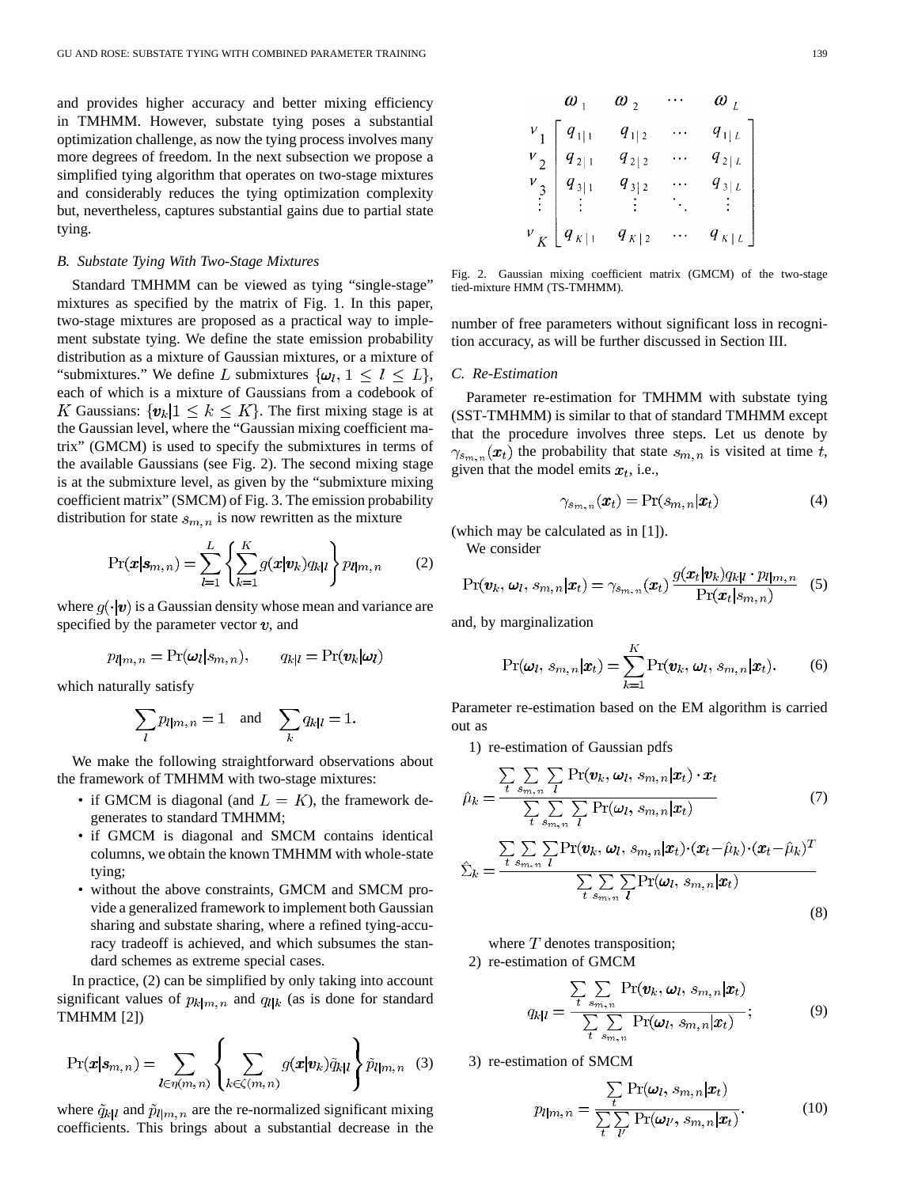and provides higher accuracy and better mixing efficiency in TMHMM. However, substate tying poses a substantial optimization challenge, as now the tying process involves many more degrees of freedom. In the next subsection we propose a simplified tying algorithm that operates on two-stage mixtures and considerably reduces the tying optimization complexity but, nevertheless, captures substantial gains due to partial state tying.

### *B. Substate Tying With Two-Stage Mixtures*

Standard TMHMM can be viewed as tying "single-stage" mixtures as specified by the matrix of Fig. 1. In this paper, two-stage mixtures are proposed as a practical way to implement substate tying. We define the state emission probability distribution as a mixture of Gaussian mixtures, or a mixture of "submixtures." We define $L$ submixtures $\{\boldsymbol{\omega}_l, 1 \leq l \leq L\}$, each of which is a mixture of Gaussians from a codebook of $K$ Gaussians: $\{\boldsymbol{v}_k | 1 \leq k \leq K\}$. The first mixing stage is at the Gaussian level, where the "Gaussian mixing coefficient matrix" (GMCM) is used to specify the submixtures in terms of the available Gaussians (see Fig. 2). The second mixing stage is at the submixture level, as given by the "submixture mixing coefficient matrix" (SMCM) of Fig. 3. The emission probability distribution for state $s_{m,n}$ is now rewritten as the mixture

$$\Pr(\boldsymbol{x}|s_{m,n}) = \sum_{l=1}^{L} \left\{ \sum_{k=1}^{K} g(\boldsymbol{x}|\boldsymbol{v}_k) q_{k|l} \right\} p_{l|m,n} \qquad (2)$$

where $g(\cdot|\boldsymbol{v})$ is a Gaussian density whose mean and variance are specified by the parameter vector $\boldsymbol{v}$, and

$$p_{l|m,n} = \Pr(\boldsymbol{\omega}_l | s_{m,n}), \qquad q_{k|l} = \Pr(\boldsymbol{v}_k | \boldsymbol{\omega}_l)$$

which naturally satisfy

$$\sum_l p_{l|m,n} = 1 \quad \text{and} \quad \sum_k q_{k|l} = 1.$$

We make the following straightforward observations about the framework of TMHMM with two-stage mixtures:

- if GMCM is diagonal (and $L = K$), the framework degenerates to standard TMHMM;
- if GMCM is diagonal and SMCM contains identical columns, we obtain the known TMHMM with whole-state tying;
- without the above constraints, GMCM and SMCM provide a generalized framework to implement both Gaussian sharing and substate sharing, where a refined tying-accuracy tradeoff is achieved, and which subsumes the standard schemes as extreme special cases.

In practice, (2) can be simplified by only taking into account significant values of $p_{k|m,n}$ and $q_{l|k}$ (as is done for standard TMHMM [2])

$$\Pr(\boldsymbol{x}|s_{m,n}) = \sum_{l \in \eta(m,n)} \left\{ \sum_{k \in \zeta(m,n)} g(\boldsymbol{x}|\boldsymbol{v}_k) \tilde{q}_{k|l} \right\} \tilde{p}_{l|m,n} \quad (3)$$

where $\tilde{q}_{k|l}$ and $\tilde{p}_{l|m,n}$ are the re-normalized significant mixing coefficients. This brings about a substantial decrease in the number of free parameters without significant loss in recognition accuracy, as will be further discussed in Section III.

$$\begin{array}{c} \\ \nu_1 \\ \nu_2 \\ \nu_3 \\ \vdots \\ \nu_K \end{array} \begin{array}{c} \begin{array}{cccc} \omega_1 & \omega_2 & \cdots & \omega_L \end{array} \\ \begin{bmatrix} q_{1|1} & q_{1|2} & \cdots & q_{1|L} \\ q_{2|1} & q_{2|2} & \cdots & q_{2|L} \\ q_{3|1} & q_{3|2} & \cdots & q_{3|L} \\ \vdots & \vdots & \ddots & \vdots \\ q_{K|1} & q_{K|2} & \cdots & q_{K|L} \end{bmatrix} \end{array}$$

Fig. 2. Gaussian mixing coefficient matrix (GMCM) of the two-stage tied-mixture HMM (TS-TMHMM).

### *C. Re-Estimation*

Parameter re-estimation for TMHMM with substate tying (SST-TMHMM) is similar to that of standard TMHMM except that the procedure involves three steps. Let us denote by $\gamma_{s_{m,n}}(\boldsymbol{x}_t)$ the probability that state $s_{m,n}$ is visited at time $t$, given that the model emits $\boldsymbol{x}_t$, i.e.,

$$\gamma_{s_{m,n}}(\boldsymbol{x}_t) = \Pr(s_{m,n}|\boldsymbol{x}_t) \qquad (4)$$

(which may be calculated as in [1]).

We consider

$$\Pr(\boldsymbol{v}_k, \boldsymbol{\omega}_l, s_{m,n}|\boldsymbol{x}_t) = \gamma_{s_{m,n}}(\boldsymbol{x}_t) \frac{g(\boldsymbol{x}_t|\boldsymbol{v}_k) q_{k|l} \cdot p_{l|m,n}}{\Pr(\boldsymbol{x}_t|s_{m,n})} \quad (5)$$

and, by marginalization

$$\Pr(\boldsymbol{\omega}_l, s_{m,n}|\boldsymbol{x}_t) = \sum_{k=1}^{K} \Pr(\boldsymbol{v}_k, \boldsymbol{\omega}_l, s_{m,n}|\boldsymbol{x}_t). \qquad (6)$$

Parameter re-estimation based on the EM algorithm is carried out as

1) re-estimation of Gaussian pdfs

$$\hat{\mu}_k = \frac{\sum_t \sum_{s_{m,n}} \sum_l \Pr(\boldsymbol{v}_k, \boldsymbol{\omega}_l, s_{m,n}|\boldsymbol{x}_t) \cdot \boldsymbol{x}_t}{\sum_t \sum_{s_{m,n}} \sum_l \Pr(\boldsymbol{\omega}_l, s_{m,n}|\boldsymbol{x}_t)} \qquad (7)$$

$$\hat{\Sigma}_k = \frac{\sum_t \sum_{s_{m,n}} \sum_l \Pr(\boldsymbol{v}_k, \boldsymbol{\omega}_l, s_{m,n}|\boldsymbol{x}_t) \cdot (\boldsymbol{x}_t - \hat{\mu}_k) \cdot (\boldsymbol{x}_t - \hat{\mu}_k)^T}{\sum_t \sum_{s_{m,n}} \sum_l \Pr(\boldsymbol{\omega}_l, s_{m,n}|\boldsymbol{x}_t)} \qquad (8)$$

where $T$ denotes transposition;

2) re-estimation of GMCM

$$q_{k|l} = \frac{\sum_t \sum_{s_{m,n}} \Pr(\boldsymbol{v}_k, \boldsymbol{\omega}_l, s_{m,n}|\boldsymbol{x}_t)}{\sum_t \sum_{s_{m,n}} \Pr(\boldsymbol{\omega}_l, s_{m,n}|\boldsymbol{x}_t)}; \qquad (9)$$

3) re-estimation of SMCM

$$p_{l|m,n} = \frac{\sum_t \Pr(\boldsymbol{\omega}_l, s_{m,n}|\boldsymbol{x}_t)}{\sum_t \sum_{l'} \Pr(\boldsymbol{\omega}_{l'}, s_{m,n}|\boldsymbol{x}_t)}. \qquad (10)$$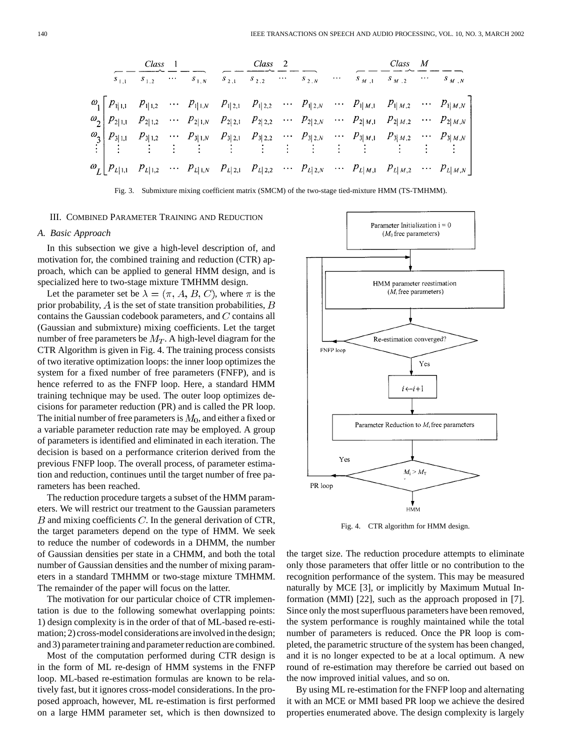$$
\begin{array}{c}
\begin{array}{cccccccccccccc}
& \overbrace{s_{1,1} \quad s_{1,2} \quad \cdots \quad s_{1,N}}^{Class\ 1} & \overbrace{s_{2,1} \quad s_{2,2} \quad \cdots \quad s_{2,N}}^{Class\ 2} & \cdots & \overbrace{s_{M,1} \quad s_{M,2} \quad \cdots \quad s_{M,N}}^{Class\ M}
\end{array} \\
\begin{array}{c} \omega_1 \\ \omega_2 \\ \omega_3 \\ \vdots \\ \omega_L \end{array}
\begin{bmatrix}
p_{1|1,1} & p_{1|1,2} & \cdots & p_{1|1,N} & p_{1|2,1} & p_{1|2,2} & \cdots & p_{1|2,N} & \cdots & p_{1|M,1} & p_{1|M,2} & \cdots & p_{1|M,N} \\
p_{2|1,1} & p_{2|1,2} & \cdots & p_{2|1,N} & p_{2|2,1} & p_{2|2,2} & \cdots & p_{2|2,N} & \cdots & p_{2|M,1} & p_{2|M,2} & \cdots & p_{2|M,N} \\
p_{3|1,1} & p_{3|1,2} & \cdots & p_{3|1,N} & p_{3|2,1} & p_{3|2,2} & \cdots & p_{3|2,N} & \cdots & p_{3|M,1} & p_{3|M,2} & \cdots & p_{3|M,N} \\
\vdots & \vdots & \vdots & \vdots & \vdots & \vdots & \vdots & \vdots & \vdots & \vdots & \vdots & \vdots & \vdots \\
p_{L|1,1} & p_{L|1,2} & \cdots & p_{L|1,N} & p_{L|2,1} & p_{L|2,2} & \cdots & p_{L|2,N} & \cdots & p_{L|M,1} & p_{L|M,2} & \cdots & p_{L|M,N}
\end{bmatrix}
\end{array}
$$

Fig. 3. Submixture mixing coefficient matrix (SMCM) of the two-stage tied-mixture HMM (TS-TMHMM).

## III. Combined Parameter Training and Reduction

### A. Basic Approach

In this subsection we give a high-level description of, and motivation for, the combined training and reduction (CTR) approach, which can be applied to general HMM design, and is specialized here to two-stage mixture TMHMM design.

Let the parameter set be $\lambda = (\pi, A, B, C)$, where $\pi$ is the prior probability, $A$ is the set of state transition probabilities, $B$ contains the Gaussian codebook parameters, and $C$ contains all (Gaussian and submixture) mixing coefficients. Let the target number of free parameters be $M_T$. A high-level diagram for the CTR Algorithm is given in Fig. 4. The training process consists of two iterative optimization loops: the inner loop optimizes the system for a fixed number of free parameters (FNFP), and is hence referred to as the FNFP loop. Here, a standard HMM training technique may be used. The outer loop optimizes decisions for parameter reduction (PR) and is called the PR loop. The initial number of free parameters is $M_0$, and either a fixed or a variable parameter reduction rate may be employed. A group of parameters is identified and eliminated in each iteration. The decision is based on a performance criterion derived from the previous FNFP loop. The overall process, of parameter estimation and reduction, continues until the target number of free parameters has been reached.

The reduction procedure targets a subset of the HMM parameters. We will restrict our treatment to the Gaussian parameters $B$ and mixing coefficients $C$. In the general derivation of CTR, the target parameters depend on the type of HMM. We seek to reduce the number of codewords in a DHMM, the number of Gaussian densities per state in a CHMM, and both the total number of Gaussian densities and the number of mixing parameters in a standard TMHMM or two-stage mixture TMHMM. The remainder of the paper will focus on the latter.

The motivation for our particular choice of CTR implementation is due to the following somewhat overlapping points: 1) design complexity is in the order of that of ML-based re-estimation; 2) cross-model considerations are involved in the design; and 3) parameter training and parameter reduction are combined.

Most of the computation performed during CTR design is in the form of ML re-design of HMM systems in the FNFP loop. ML-based re-estimation formulas are known to be relatively fast, but it ignores cross-model considerations. In the proposed approach, however, ML re-estimation is first performed on a large HMM parameter set, which is then downsized to the target size. The reduction procedure attempts to eliminate only those parameters that offer little or no contribution to the recognition performance of the system. This may be measured naturally by MCE [3], or implicitly by Maximum Mutual Information (MMI) [22], such as the approach proposed in [7]. Since only the most superfluous parameters have been removed, the system performance is roughly maintained while the total number of parameters is reduced. Once the PR loop is completed, the parametric structure of the system has been changed, and it is no longer expected to be at a local optimum. A new round of re-estimation may therefore be carried out based on the now improved initial values, and so on.

By using ML re-estimation for the FNFP loop and alternating it with an MCE or MMI based PR loop we achieve the desired properties enumerated above. The design complexity is largely

Parameter Initialization i = 0 ($M_0$ free parameters)

HMM parameter reestimation ($M_i$ free parameters)

Re-estimation converged?

FNFP loop

Yes

$i \leftarrow i+1$

Parameter Reduction to $M_i$ free parameters

Yes

$M_i > M_T$

PR loop

HMM

Fig. 4. CTR algorithm for HMM design.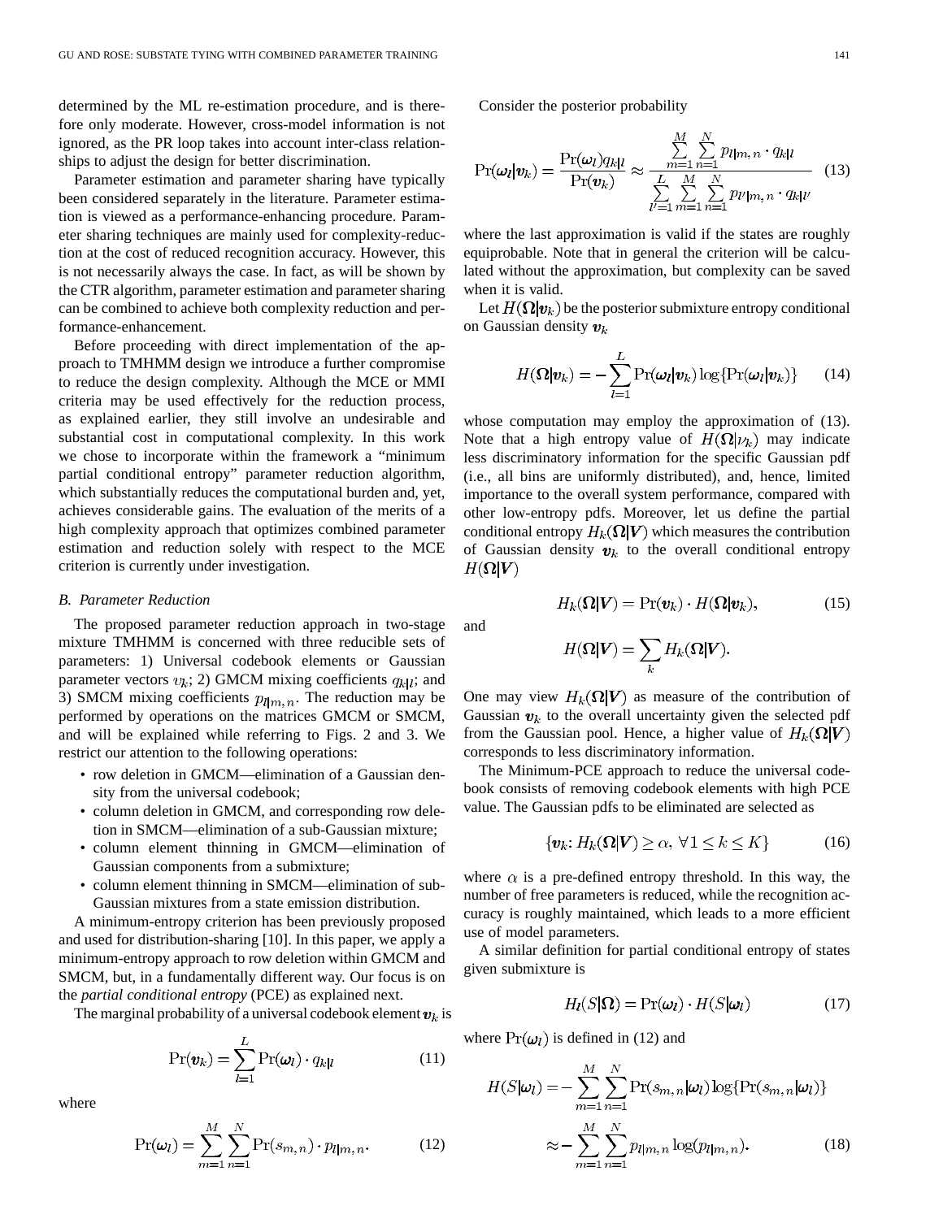determined by the ML re-estimation procedure, and is therefore only moderate. However, cross-model information is not ignored, as the PR loop takes into account inter-class relationships to adjust the design for better discrimination.

Parameter estimation and parameter sharing have typically been considered separately in the literature. Parameter estimation is viewed as a performance-enhancing procedure. Parameter sharing techniques are mainly used for complexity-reduction at the cost of reduced recognition accuracy. However, this is not necessarily always the case. In fact, as will be shown by the CTR algorithm, parameter estimation and parameter sharing can be combined to achieve both complexity reduction and performance-enhancement.

Before proceeding with direct implementation of the approach to TMHMM design we introduce a further compromise to reduce the design complexity. Although the MCE or MMI criteria may be used effectively for the reduction process, as explained earlier, they still involve an undesirable and substantial cost in computational complexity. In this work we chose to incorporate within the framework a "minimum partial conditional entropy" parameter reduction algorithm, which substantially reduces the computational burden and, yet, achieves considerable gains. The evaluation of the merits of a high complexity approach that optimizes combined parameter estimation and reduction solely with respect to the MCE criterion is currently under investigation.

### *B. Parameter Reduction*

The proposed parameter reduction approach in two-stage mixture TMHMM is concerned with three reducible sets of parameters: 1) Universal codebook elements or Gaussian parameter vectors $v_k$; 2) GMCM mixing coefficients $q_{k|l}$; and 3) SMCM mixing coefficients $p_{l|m,n}$. The reduction may be performed by operations on the matrices GMCM or SMCM, and will be explained while referring to Figs. 2 and 3. We restrict our attention to the following operations:

- row deletion in GMCM—elimination of a Gaussian density from the universal codebook;
- column deletion in GMCM, and corresponding row deletion in SMCM—elimination of a sub-Gaussian mixture;
- column element thinning in GMCM—elimination of Gaussian components from a submixture;
- column element thinning in SMCM—elimination of sub-Gaussian mixtures from a state emission distribution.

A minimum-entropy criterion has been previously proposed and used for distribution-sharing [10]. In this paper, we apply a minimum-entropy approach to row deletion within GMCM and SMCM, but, in a fundamentally different way. Our focus is on the *partial conditional entropy* (PCE) as explained next.

The marginal probability of a universal codebook element $\boldsymbol{v}_k$ is

$$\Pr(\boldsymbol{v}_k) = \sum_{l=1}^{L} \Pr(\boldsymbol{\omega}_l) \cdot q_{k|l} \tag{11}$$

where

$$\Pr(\boldsymbol{\omega}_l) = \sum_{m=1}^{M} \sum_{n=1}^{N} \Pr(s_{m,n}) \cdot p_{l|m,n}. \tag{12}$$

Consider the posterior probability

$$\Pr(\boldsymbol{\omega}_l|\boldsymbol{v}_k) = \frac{\Pr(\boldsymbol{\omega}_l) q_{k|l}}{\Pr(\boldsymbol{v}_k)} \approx \frac{\sum_{m=1}^{M} \sum_{n=1}^{N} p_{l|m,n} \cdot q_{k|l}}{\sum_{l'=1}^{L} \sum_{m=1}^{M} \sum_{n=1}^{N} p_{l'|m,n} \cdot q_{k|l'}} \tag{13}$$

where the last approximation is valid if the states are roughly equiprobable. Note that in general the criterion will be calculated without the approximation, but complexity can be saved when it is valid.

Let $H(\boldsymbol{\Omega}|\boldsymbol{v}_k)$ be the posterior submixture entropy conditional on Gaussian density $\boldsymbol{v}_k$

$$H(\boldsymbol{\Omega}|\boldsymbol{v}_k) = -\sum_{l=1}^{L} \Pr(\boldsymbol{\omega}_l|\boldsymbol{v}_k) \log\{\Pr(\boldsymbol{\omega}_l|\boldsymbol{v}_k)\} \tag{14}$$

whose computation may employ the approximation of (13). Note that a high entropy value of $H(\boldsymbol{\Omega}|\nu_k)$ may indicate less discriminatory information for the specific Gaussian pdf (i.e., all bins are uniformly distributed), and, hence, limited importance to the overall system performance, compared with other low-entropy pdfs. Moreover, let us define the partial conditional entropy $H_k(\boldsymbol{\Omega}|\boldsymbol{V})$ which measures the contribution of Gaussian density $\boldsymbol{v}_k$ to the overall conditional entropy $H(\boldsymbol{\Omega}|\boldsymbol{V})$

$$H_k(\boldsymbol{\Omega}|\boldsymbol{V}) = \Pr(\boldsymbol{v}_k) \cdot H(\boldsymbol{\Omega}|\boldsymbol{v}_k), \tag{15}$$

and

$$H(\boldsymbol{\Omega}|\boldsymbol{V}) = \sum_k H_k(\boldsymbol{\Omega}|\boldsymbol{V}).$$

One may view $H_k(\boldsymbol{\Omega}|\boldsymbol{V})$ as measure of the contribution of Gaussian $\boldsymbol{v}_k$ to the overall uncertainty given the selected pdf from the Gaussian pool. Hence, a higher value of $H_k(\boldsymbol{\Omega}|\boldsymbol{V})$ corresponds to less discriminatory information.

The Minimum-PCE approach to reduce the universal codebook consists of removing codebook elements with high PCE value. The Gaussian pdfs to be eliminated are selected as

$$\{\boldsymbol{v}_k \colon H_k(\boldsymbol{\Omega}|\boldsymbol{V}) \geq \alpha, \ \forall 1 \leq k \leq K\} \tag{16}$$

where $\alpha$ is a pre-defined entropy threshold. In this way, the number of free parameters is reduced, while the recognition accuracy is roughly maintained, which leads to a more efficient use of model parameters.

A similar definition for partial conditional entropy of states given submixture is

$$H_l(S|\boldsymbol{\Omega}) = \Pr(\boldsymbol{\omega}_l) \cdot H(S|\boldsymbol{\omega}_l) \tag{17}$$

where $\Pr(\boldsymbol{\omega}_l)$ is defined in (12) and

$$\begin{aligned} H(S|\boldsymbol{\omega}_l) &= -\sum_{m=1}^{M} \sum_{n=1}^{N} \Pr(s_{m,n}|\boldsymbol{\omega}_l) \log\{\Pr(s_{m,n}|\boldsymbol{\omega}_l)\} \\ &\approx -\sum_{m=1}^{M} \sum_{n=1}^{N} p_{l|m,n} \log(p_{l|m,n}). \end{aligned} \tag{18}$$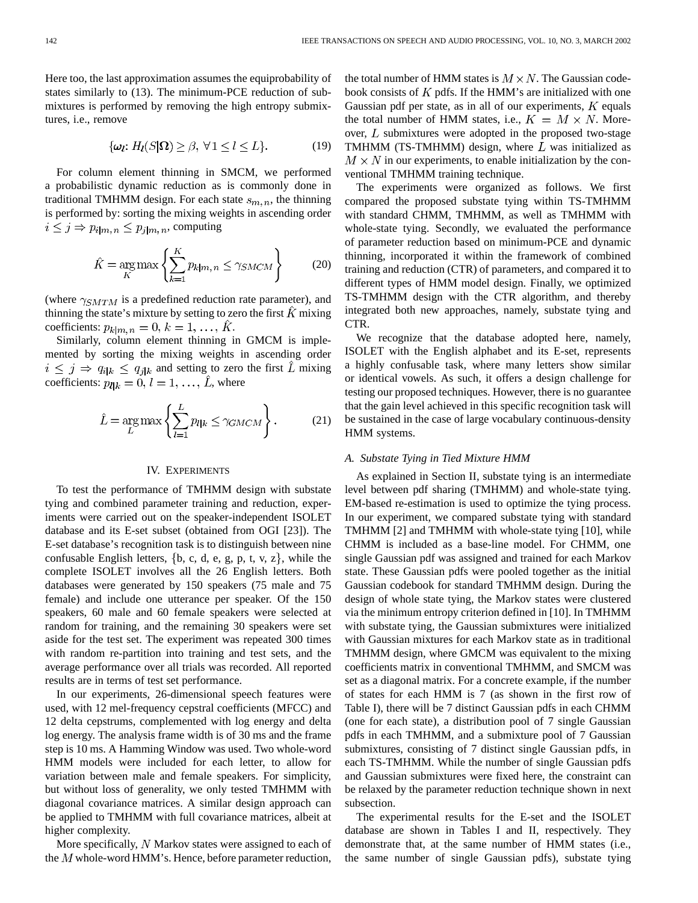Here too, the last approximation assumes the equiprobability of states similarly to (13). The minimum-PCE reduction of submixtures is performed by removing the high entropy submixtures, i.e., remove

$$\{\omega_l \colon H_l(S|\Omega) \geq \beta,\ \forall 1 \leq l \leq L\}. \tag{19}$$

For column element thinning in SMCM, we performed a probabilistic dynamic reduction as is commonly done in traditional TMHMM design. For each state $s_{m,n}$, the thinning is performed by: sorting the mixing weights in ascending order $i \leq j \Rightarrow p_{i|m,n} \leq p_{j|m,n}$, computing

$$\hat{K} = \underset{K}{\arg\max} \left\{ \sum_{k=1}^{K} p_{k|m,n} \leq \gamma_{SMCM} \right\} \tag{20}$$

(where $\gamma_{SMTM}$ is a predefined reduction rate parameter), and thinning the state's mixture by setting to zero the first $\hat{K}$ mixing coefficients: $p_{k|m,n} = 0,\ k = 1, \ldots, \hat{K}$.

Similarly, column element thinning in GMCM is implemented by sorting the mixing weights in ascending order $i \leq j \Rightarrow q_{i|k} \leq q_{j|k}$ and setting to zero the first $\hat{L}$ mixing coefficients: $p_{l|k} = 0,\ l = 1, \ldots, \hat{L}$, where

$$\hat{L} = \underset{L}{\arg\max} \left\{ \sum_{l=1}^{L} p_{l|k} \leq \gamma_{GMCM} \right\}. \tag{21}$$

## IV. Experiments

To test the performance of TMHMM design with substate tying and combined parameter training and reduction, experiments were carried out on the speaker-independent ISOLET database and its E-set subset (obtained from OGI [23]). The E-set database's recognition task is to distinguish between nine confusable English letters, {b, c, d, e, g, p, t, v, z}, while the complete ISOLET involves all the 26 English letters. Both databases were generated by 150 speakers (75 male and 75 female) and include one utterance per speaker. Of the 150 speakers, 60 male and 60 female speakers were selected at random for training, and the remaining 30 speakers were set aside for the test set. The experiment was repeated 300 times with random re-partition into training and test sets, and the average performance over all trials was recorded. All reported results are in terms of test set performance.

In our experiments, 26-dimensional speech features were used, with 12 mel-frequency cepstral coefficients (MFCC) and 12 delta cepstrums, complemented with log energy and delta log energy. The analysis frame width is of 30 ms and the frame step is 10 ms. A Hamming Window was used. Two whole-word HMM models were included for each letter, to allow for variation between male and female speakers. For simplicity, but without loss of generality, we only tested TMHMM with diagonal covariance matrices. A similar design approach can be applied to TMHMM with full covariance matrices, albeit at higher complexity.

More specifically, $N$ Markov states were assigned to each of the $M$ whole-word HMM's. Hence, before parameter reduction, the total number of HMM states is $M \times N$. The Gaussian codebook consists of $K$ pdfs. If the HMM's are initialized with one Gaussian pdf per state, as in all of our experiments, $K$ equals the total number of HMM states, i.e., $K = M \times N$. Moreover, $L$ submixtures were adopted in the proposed two-stage TMHMM (TS-TMHMM) design, where $L$ was initialized as $M \times N$ in our experiments, to enable initialization by the conventional TMHMM training technique.

The experiments were organized as follows. We first compared the proposed substate tying within TS-TMHMM with standard CHMM, TMHMM, as well as TMHMM with whole-state tying. Secondly, we evaluated the performance of parameter reduction based on minimum-PCE and dynamic thinning, incorporated it within the framework of combined training and reduction (CTR) of parameters, and compared it to different types of HMM model design. Finally, we optimized TS-TMHMM design with the CTR algorithm, and thereby integrated both new approaches, namely, substate tying and CTR.

We recognize that the database adopted here, namely, ISOLET with the English alphabet and its E-set, represents a highly confusable task, where many letters show similar or identical vowels. As such, it offers a design challenge for testing our proposed techniques. However, there is no guarantee that the gain level achieved in this specific recognition task will be sustained in the case of large vocabulary continuous-density HMM systems.

### A. Substate Tying in Tied Mixture HMM

As explained in Section II, substate tying is an intermediate level between pdf sharing (TMHMM) and whole-state tying. EM-based re-estimation is used to optimize the tying process. In our experiment, we compared substate tying with standard TMHMM [2] and TMHMM with whole-state tying [10], while CHMM is included as a base-line model. For CHMM, one single Gaussian pdf was assigned and trained for each Markov state. These Gaussian pdfs were pooled together as the initial Gaussian codebook for standard TMHMM design. During the design of whole state tying, the Markov states were clustered via the minimum entropy criterion defined in [10]. In TMHMM with substate tying, the Gaussian submixtures were initialized with Gaussian mixtures for each Markov state as in traditional TMHMM design, where GMCM was equivalent to the mixing coefficients matrix in conventional TMHMM, and SMCM was set as a diagonal matrix. For a concrete example, if the number of states for each HMM is 7 (as shown in the first row of Table I), there will be 7 distinct Gaussian pdfs in each CHMM (one for each state), a distribution pool of 7 single Gaussian pdfs in each TMHMM, and a submixture pool of 7 Gaussian submixtures, consisting of 7 distinct single Gaussian pdfs, in each TS-TMHMM. While the number of single Gaussian pdfs and Gaussian submixtures were fixed here, the constraint can be relaxed by the parameter reduction technique shown in next subsection.

The experimental results for the E-set and the ISOLET database are shown in Tables I and II, respectively. They demonstrate that, at the same number of HMM states (i.e., the same number of single Gaussian pdfs), substate tying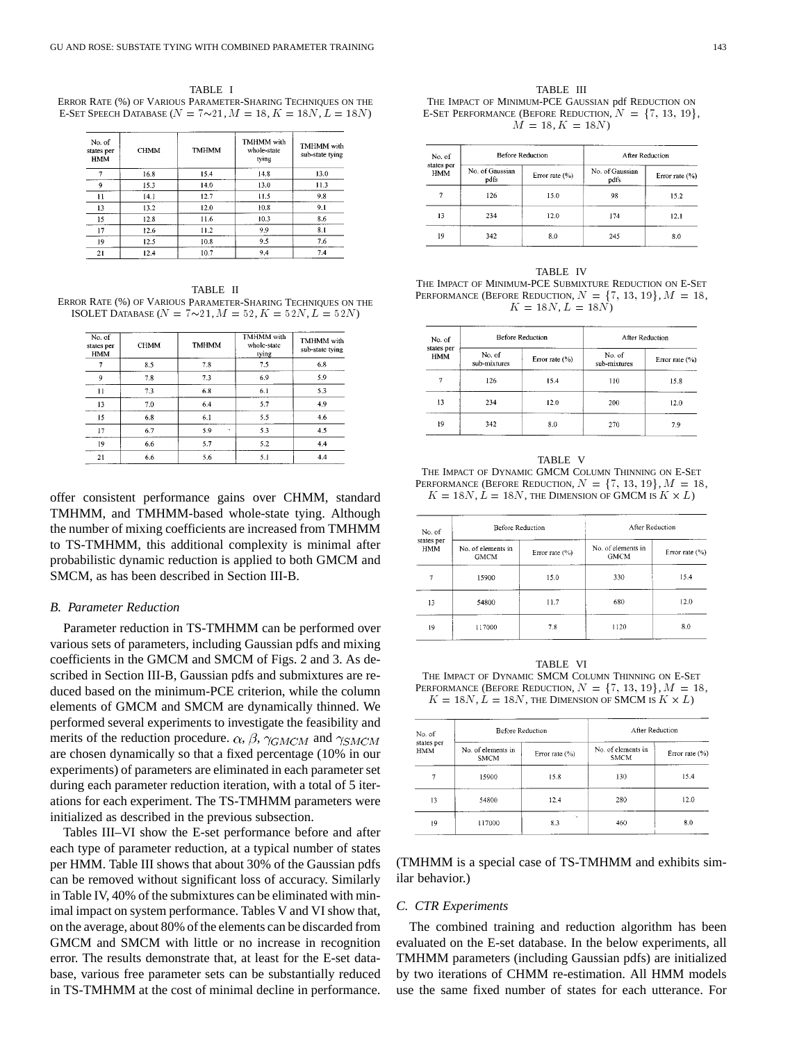TABLE I
ERROR RATE (%) OF VARIOUS PARAMETER-SHARING TECHNIQUES ON THE E-SET SPEECH DATABASE ($N = 7\sim21, M = 18, K = 18N, L = 18N$)

| No. of states per HMM | CHMM | TMHMM | TMHMM with whole-state tying | TMHMM with sub-state tying |
|---|---|---|---|---|
| 7 | 16.8 | 15.4 | 14.8 | 13.0 |
| 9 | 15.3 | 14.0 | 13.0 | 11.3 |
| 11 | 14.1 | 12.7 | 11.5 | 9.8 |
| 13 | 13.2 | 12.0 | 10.8 | 9.1 |
| 15 | 12.8 | 11.6 | 10.3 | 8.6 |
| 17 | 12.6 | 11.2 | 9.9 | 8.1 |
| 19 | 12.5 | 10.8 | 9.5 | 7.6 |
| 21 | 12.4 | 10.7 | 9.4 | 7.4 |

TABLE II
ERROR RATE (%) OF VARIOUS PARAMETER-SHARING TECHNIQUES ON THE ISOLET DATABASE ($N = 7\sim21, M = 52, K = 52N, L = 52N$)

| No. of states per HMM | CHMM | TMHMM | TMHMM with whole-state tying | TMHMM with sub-state tying |
|---|---|---|---|---|
| 7 | 8.5 | 7.8 | 7.5 | 6.8 |
| 9 | 7.8 | 7.3 | 6.9 | 5.9 |
| 11 | 7.3 | 6.8 | 6.1 | 5.3 |
| 13 | 7.0 | 6.4 | 5.7 | 4.9 |
| 15 | 6.8 | 6.1 | 5.5 | 4.6 |
| 17 | 6.7 | 5.9 | 5.3 | 4.5 |
| 19 | 6.6 | 5.7 | 5.2 | 4.4 |
| 21 | 6.6 | 5.6 | 5.1 | 4.4 |

offer consistent performance gains over CHMM, standard TMHMM, and TMHMM-based whole-state tying. Although the number of mixing coefficients are increased from TMHMM to TS-TMHMM, this additional complexity is minimal after probabilistic dynamic reduction is applied to both GMCM and SMCM, as has been described in Section III-B.

### B. Parameter Reduction

Parameter reduction in TS-TMHMM can be performed over various sets of parameters, including Gaussian pdfs and mixing coefficients in the GMCM and SMCM of Figs. 2 and 3. As described in Section III-B, Gaussian pdfs and submixtures are reduced based on the minimum-PCE criterion, while the column elements of GMCM and SMCM are dynamically thinned. We performed several experiments to investigate the feasibility and merits of the reduction procedure. $\alpha$, $\beta$, $\gamma_{GMCM}$ and $\gamma_{SMCM}$ are chosen dynamically so that a fixed percentage (10% in our experiments) of parameters are eliminated in each parameter set during each parameter reduction iteration, with a total of 5 iterations for each experiment. The TS-TMHMM parameters were initialized as described in the previous subsection.

Tables III–VI show the E-set performance before and after each type of parameter reduction, at a typical number of states per HMM. Table III shows that about 30% of the Gaussian pdfs can be removed without significant loss of accuracy. Similarly in Table IV, 40% of the submixtures can be eliminated with minimal impact on system performance. Tables V and VI show that, on the average, about 80% of the elements can be discarded from GMCM and SMCM with little or no increase in recognition error. The results demonstrate that, at least for the E-set database, various free parameter sets can be substantially reduced in TS-TMHMM at the cost of minimal decline in performance.

TABLE III
THE IMPACT OF MINIMUM-PCE GAUSSIAN pdf REDUCTION ON E-SET PERFORMANCE (BEFORE REDUCTION, $N = \{7, 13, 19\}$, $M = 18, K = 18N$)

| No. of states per HMM | Before Reduction | | After Reduction | |
|---|---|---|---|---|
| | No. of Gaussian pdfs | Error rate (%) | No. of Gaussian pdfs | Error rate (%) |
| 7 | 126 | 15.0 | 98 | 15.2 |
| 13 | 234 | 12.0 | 174 | 12.1 |
| 19 | 342 | 8.0 | 245 | 8.0 |

TABLE IV
THE IMPACT OF MINIMUM-PCE SUBMIXTURE REDUCTION ON E-SET PERFORMANCE (BEFORE REDUCTION, $N = \{7, 13, 19\}, M = 18$, $K = 18N, L = 18N$)

| No. of states per HMM | Before Reduction | | After Reduction | |
|---|---|---|---|---|
| | No. of sub-mixtures | Error rate (%) | No. of sub-mixtures | Error rate (%) |
| 7 | 126 | 15.4 | 110 | 15.8 |
| 13 | 234 | 12.0 | 200 | 12.0 |
| 19 | 342 | 8.0 | 270 | 7.9 |

TABLE V
THE IMPACT OF DYNAMIC GMCM COLUMN THINNING ON E-SET PERFORMANCE (BEFORE REDUCTION, $N = \{7, 13, 19\}, M = 18$, $K = 18N, L = 18N$, THE DIMENSION OF GMCM IS $K \times L$)

| No. of states per HMM | Before Reduction | | After Reduction | |
|---|---|---|---|---|
| | No. of elements in GMCM | Error rate (%) | No. of elements in GMCM | Error rate (%) |
| 7 | 15900 | 15.0 | 330 | 15.4 |
| 13 | 54800 | 11.7 | 680 | 12.0 |
| 19 | 117000 | 7.8 | 1120 | 8.0 |

TABLE VI
THE IMPACT OF DYNAMIC SMCM COLUMN THINNING ON E-SET PERFORMANCE (BEFORE REDUCTION, $N = \{7, 13, 19\}, M = 18$, $K = 18N, L = 18N$, THE DIMENSION OF SMCM IS $K \times L$)

| No. of states per HMM | Before Reduction | | After Reduction | |
|---|---|---|---|---|
| | No. of elements in SMCM | Error rate (%) | No. of elements in SMCM | Error rate (%) |
| 7 | 15900 | 15.8 | 130 | 15.4 |
| 13 | 54800 | 12.4 | 280 | 12.0 |
| 19 | 117000 | 8.3 | 460 | 8.0 |

(TMHMM is a special case of TS-TMHMM and exhibits similar behavior.)

### C. CTR Experiments

The combined training and reduction algorithm has been evaluated on the E-set database. In the below experiments, all TMHMM parameters (including Gaussian pdfs) are initialized by two iterations of CHMM re-estimation. All HMM models use the same fixed number of states for each utterance. For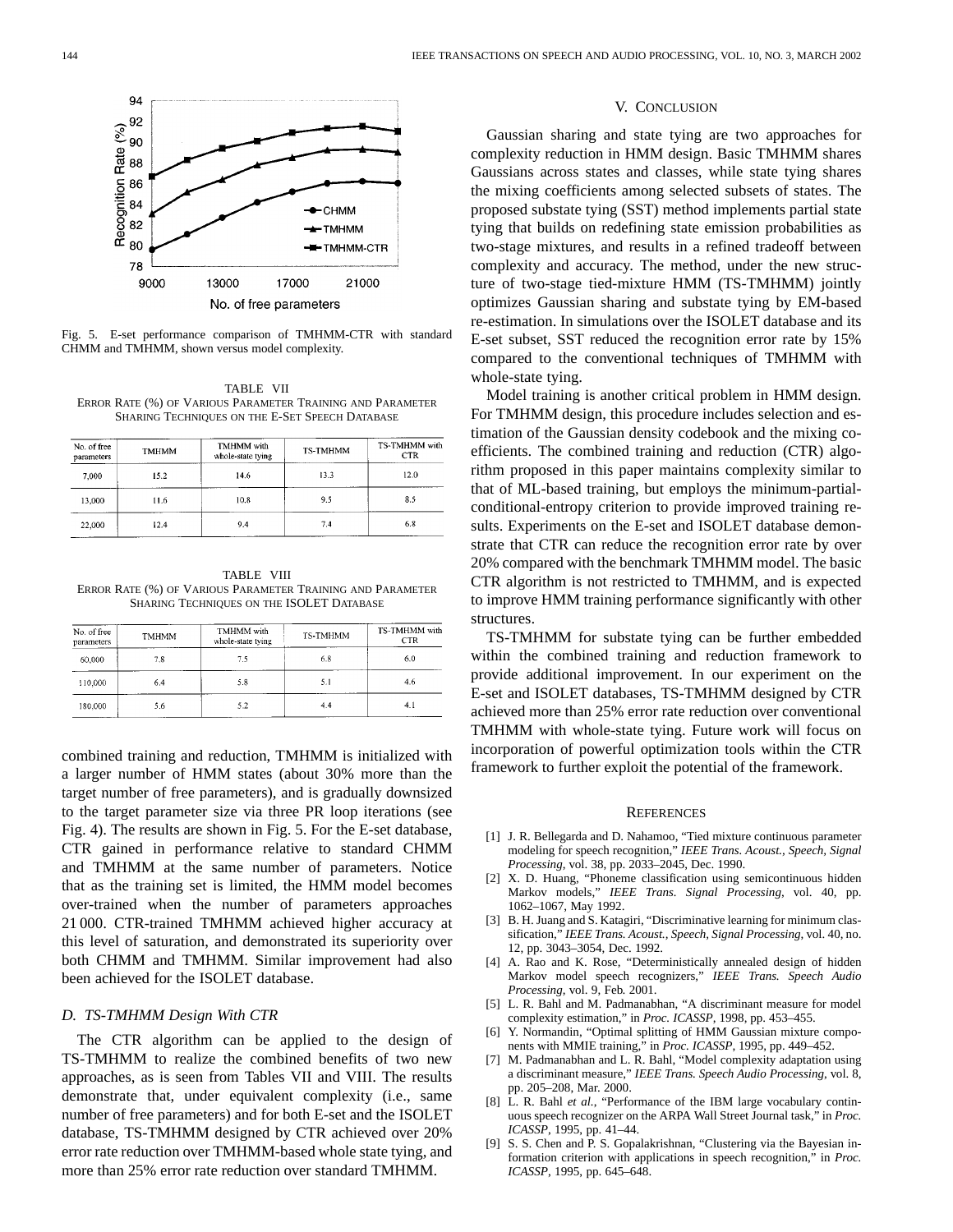94
92
90
88
86
84
82
80
78
Recognition Rate (%)
9000
13000
17000
21000
No. of free parameters
CHMM
TMHMM
TMHMM-CTR

Fig. 5. E-set performance comparison of TMHMM-CTR with standard CHMM and TMHMM, shown versus model complexity.

TABLE VII
ERROR RATE (%) OF VARIOUS PARAMETER TRAINING AND PARAMETER SHARING TECHNIQUES ON THE E-SET SPEECH DATABASE

| No. of free parameters | TMHMM | TMHMM with whole-state tying | TS-TMHMM | TS-TMHMM with CTR |
|---|---|---|---|---|
| 7,000 | 15.2 | 14.6 | 13.3 | 12.0 |
| 13,000 | 11.6 | 10.8 | 9.5 | 8.5 |
| 22,000 | 12.4 | 9.4 | 7.4 | 6.8 |

TABLE VIII
ERROR RATE (%) OF VARIOUS PARAMETER TRAINING AND PARAMETER SHARING TECHNIQUES ON THE ISOLET DATABASE

| No. of free parameters | TMHMM | TMHMM with whole-state tying | TS-TMHMM | TS-TMHMM with CTR |
|---|---|---|---|---|
| 60,000 | 7.8 | 7.5 | 6.8 | 6.0 |
| 110,000 | 6.4 | 5.8 | 5.1 | 4.6 |
| 180,000 | 5.6 | 5.2 | 4.4 | 4.1 |

combined training and reduction, TMHMM is initialized with a larger number of HMM states (about 30% more than the target number of free parameters), and is gradually downsized to the target parameter size via three PR loop iterations (see Fig. 4). The results are shown in Fig. 5. For the E-set database, CTR gained in performance relative to standard CHMM and TMHMM at the same number of parameters. Notice that as the training set is limited, the HMM model becomes over-trained when the number of parameters approaches 21 000. CTR-trained TMHMM achieved higher accuracy at this level of saturation, and demonstrated its superiority over both CHMM and TMHMM. Similar improvement had also been achieved for the ISOLET database.

### *D. TS-TMHMM Design With CTR*

The CTR algorithm can be applied to the design of TS-TMHMM to realize the combined benefits of two new approaches, as is seen from Tables VII and VIII. The results demonstrate that, under equivalent complexity (i.e., same number of free parameters) and for both E-set and the ISOLET database, TS-TMHMM designed by CTR achieved over 20% error rate reduction over TMHMM-based whole state tying, and more than 25% error rate reduction over standard TMHMM.

## V. CONCLUSION

Gaussian sharing and state tying are two approaches for complexity reduction in HMM design. Basic TMHMM shares Gaussians across states and classes, while state tying shares the mixing coefficients among selected subsets of states. The proposed substate tying (SST) method implements partial state tying that builds on redefining state emission probabilities as two-stage mixtures, and results in a refined tradeoff between complexity and accuracy. The method, under the new structure of two-stage tied-mixture HMM (TS-TMHMM) jointly optimizes Gaussian sharing and substate tying by EM-based re-estimation. In simulations over the ISOLET database and its E-set subset, SST reduced the recognition error rate by 15% compared to the conventional techniques of TMHMM with whole-state tying.

Model training is another critical problem in HMM design. For TMHMM design, this procedure includes selection and estimation of the Gaussian density codebook and the mixing coefficients. The combined training and reduction (CTR) algorithm proposed in this paper maintains complexity similar to that of ML-based training, but employs the minimum-partial-conditional-entropy criterion to provide improved training results. Experiments on the E-set and ISOLET database demonstrate that CTR can reduce the recognition error rate by over 20% compared with the benchmark TMHMM model. The basic CTR algorithm is not restricted to TMHMM, and is expected to improve HMM training performance significantly with other structures.

TS-TMHMM for substate tying can be further embedded within the combined training and reduction framework to provide additional improvement. In our experiment on the E-set and ISOLET databases, TS-TMHMM designed by CTR achieved more than 25% error rate reduction over conventional TMHMM with whole-state tying. Future work will focus on incorporation of powerful optimization tools within the CTR framework to further exploit the potential of the framework.

## REFERENCES

[1] J. R. Bellegarda and D. Nahamoo, "Tied mixture continuous parameter modeling for speech recognition," *IEEE Trans. Acoust., Speech, Signal Processing*, vol. 38, pp. 2033–2045, Dec. 1990.

[2] X. D. Huang, "Phoneme classification using semicontinuous hidden Markov models," *IEEE Trans. Signal Processing*, vol. 40, pp. 1062–1067, May 1992.

[3] B. H. Juang and S. Katagiri, "Discriminative learning for minimum classification," *IEEE Trans. Acoust., Speech, Signal Processing*, vol. 40, no. 12, pp. 3043–3054, Dec. 1992.

[4] A. Rao and K. Rose, "Deterministically annealed design of hidden Markov model speech recognizers," *IEEE Trans. Speech Audio Processing*, vol. 9, Feb. 2001.

[5] L. R. Bahl and M. Padmanabhan, "A discriminant measure for model complexity estimation," in *Proc. ICASSP*, 1998, pp. 453–455.

[6] Y. Normandin, "Optimal splitting of HMM Gaussian mixture components with MMIE training," in *Proc. ICASSP*, 1995, pp. 449–452.

[7] M. Padmanabhan and L. R. Bahl, "Model complexity adaptation using a discriminant measure," *IEEE Trans. Speech Audio Processing*, vol. 8, pp. 205–208, Mar. 2000.

[8] L. R. Bahl *et al.*, "Performance of the IBM large vocabulary continuous speech recognizer on the ARPA Wall Street Journal task," in *Proc. ICASSP*, 1995, pp. 41–44.

[9] S. S. Chen and P. S. Gopalakrishnan, "Clustering via the Bayesian information criterion with applications in speech recognition," in *Proc. ICASSP*, 1995, pp. 645–648.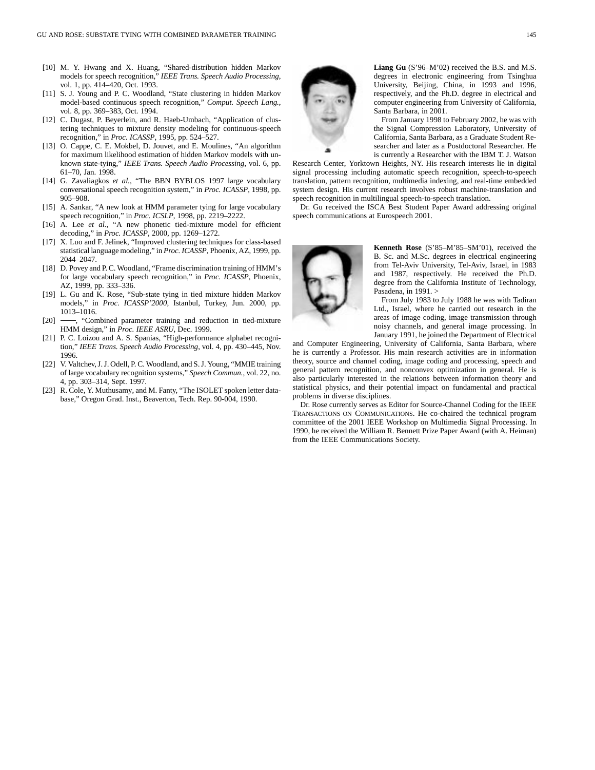[10] M. Y. Hwang and X. Huang, "Shared-distribution hidden Markov models for speech recognition," *IEEE Trans. Speech Audio Processing*, vol. 1, pp. 414–420, Oct. 1993.

[11] S. J. Young and P. C. Woodland, "State clustering in hidden Markov model-based continuous speech recognition," *Comput. Speech Lang.*, vol. 8, pp. 369–383, Oct. 1994.

[12] C. Dugast, P. Beyerlein, and R. Haeb-Umbach, "Application of clustering techniques to mixture density modeling for continuous-speech recognition," in *Proc. ICASSP*, 1995, pp. 524–527.

[13] O. Cappe, C. E. Mokbel, D. Jouvet, and E. Moulines, "An algorithm for maximum likelihood estimation of hidden Markov models with unknown state-tying," *IEEE Trans. Speech Audio Processing*, vol. 6, pp. 61–70, Jan. 1998.

[14] G. Zavaliagkos *et al.*, "The BBN BYBLOS 1997 large vocabulary conversational speech recognition system," in *Proc. ICASSP*, 1998, pp. 905–908.

[15] A. Sankar, "A new look at HMM parameter tying for large vocabulary speech recognition," in *Proc. ICSLP*, 1998, pp. 2219–2222.

[16] A. Lee *et al.*, "A new phonetic tied-mixture model for efficient decoding," in *Proc. ICASSP*, 2000, pp. 1269–1272.

[17] X. Luo and F. Jelinek, "Improved clustering techniques for class-based statistical language modeling," in *Proc. ICASSP*, Phoenix, AZ, 1999, pp. 2044–2047.

[18] D. Povey and P. C. Woodland, "Frame discrimination training of HMM's for large vocabulary speech recognition," in *Proc. ICASSP*, Phoenix, AZ, 1999, pp. 333–336.

[19] L. Gu and K. Rose, "Sub-state tying in tied mixture hidden Markov models," in *Proc. ICASSP'2000*, Istanbul, Turkey, Jun. 2000, pp. 1013–1016.

[20] ——, "Combined parameter training and reduction in tied-mixture HMM design," in *Proc. IEEE ASRU*, Dec. 1999.

[21] P. C. Loizou and A. S. Spanias, "High-performance alphabet recognition," *IEEE Trans. Speech Audio Processing*, vol. 4, pp. 430–445, Nov. 1996.

[22] V. Valtchev, J. J. Odell, P. C. Woodland, and S. J. Young, "MMIE training of large vocabulary recognition systems," *Speech Commun.*, vol. 22, no. 4, pp. 303–314, Sept. 1997.

[23] R. Cole, Y. Muthusamy, and M. Fanty, "The ISOLET spoken letter database," Oregon Grad. Inst., Beaverton, Tech. Rep. 90-004, 1990.

**Liang Gu** (S'96–M'02) received the B.S. and M.S. degrees in electronic engineering from Tsinghua University, Beijing, China, in 1993 and 1996, respectively, and the Ph.D. degree in electrical and computer engineering from University of California, Santa Barbara, in 2001.

From January 1998 to February 2002, he was with the Signal Compression Laboratory, University of California, Santa Barbara, as a Graduate Student Researcher and later as a Postdoctoral Researcher. He is currently a Researcher with the IBM T. J. Watson Research Center, Yorktown Heights, NY. His research interests lie in digital signal processing including automatic speech recognition, speech-to-speech translation, pattern recognition, multimedia indexing, and real-time embedded system design. His current research involves robust machine-translation and speech recognition in multilingual speech-to-speech translation.

Dr. Gu received the ISCA Best Student Paper Award addressing original speech communications at Eurospeech 2001.

**Kenneth Rose** (S'85–M'85–SM'01), received the B. Sc. and M.Sc. degrees in electrical engineering from Tel-Aviv University, Tel-Aviv, Israel, in 1983 and 1987, respectively. He received the Ph.D. degree from the California Institute of Technology, Pasadena, in 1991. >

From July 1983 to July 1988 he was with Tadiran Ltd., Israel, where he carried out research in the areas of image coding, image transmission through noisy channels, and general image processing. In January 1991, he joined the Department of Electrical and Computer Engineering, University of California, Santa Barbara, where he is currently a Professor. His main research activities are in information theory, source and channel coding, image coding and processing, speech and general pattern recognition, and nonconvex optimization in general. He is also particularly interested in the relations between information theory and statistical physics, and their potential impact on fundamental and practical problems in diverse disciplines.

Dr. Rose currently serves as Editor for Source-Channel Coding for the IEEE TRANSACTIONS ON COMMUNICATIONS. He co-chaired the technical program committee of the 2001 IEEE Workshop on Multimedia Signal Processing. In 1990, he received the William R. Bennett Prize Paper Award (with A. Heiman) from the IEEE Communications Society.